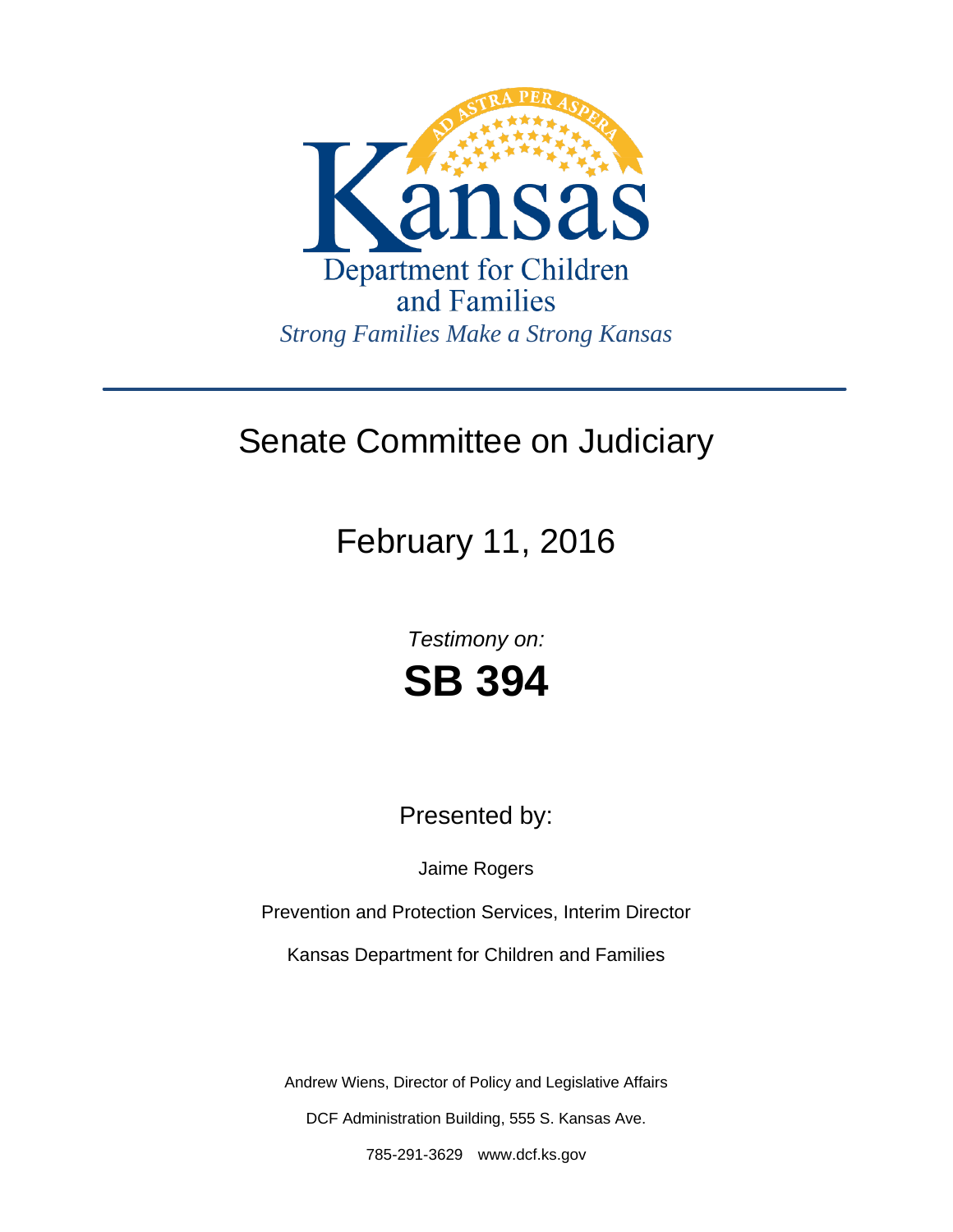Kansas

Department for Children and Families

*Strong Families Make a Strong Kansas*

---

# Senate Committee on Judiciary

## February 11, 2016

*Testimony on:*

# SB 394

Presented by:

Jaime Rogers

Prevention and Protection Services, Interim Director

Kansas Department for Children and Families

Andrew Wiens, Director of Policy and Legislative Affairs

DCF Administration Building, 555 S. Kansas Ave.

785-291-3629 www.dcf.ks.gov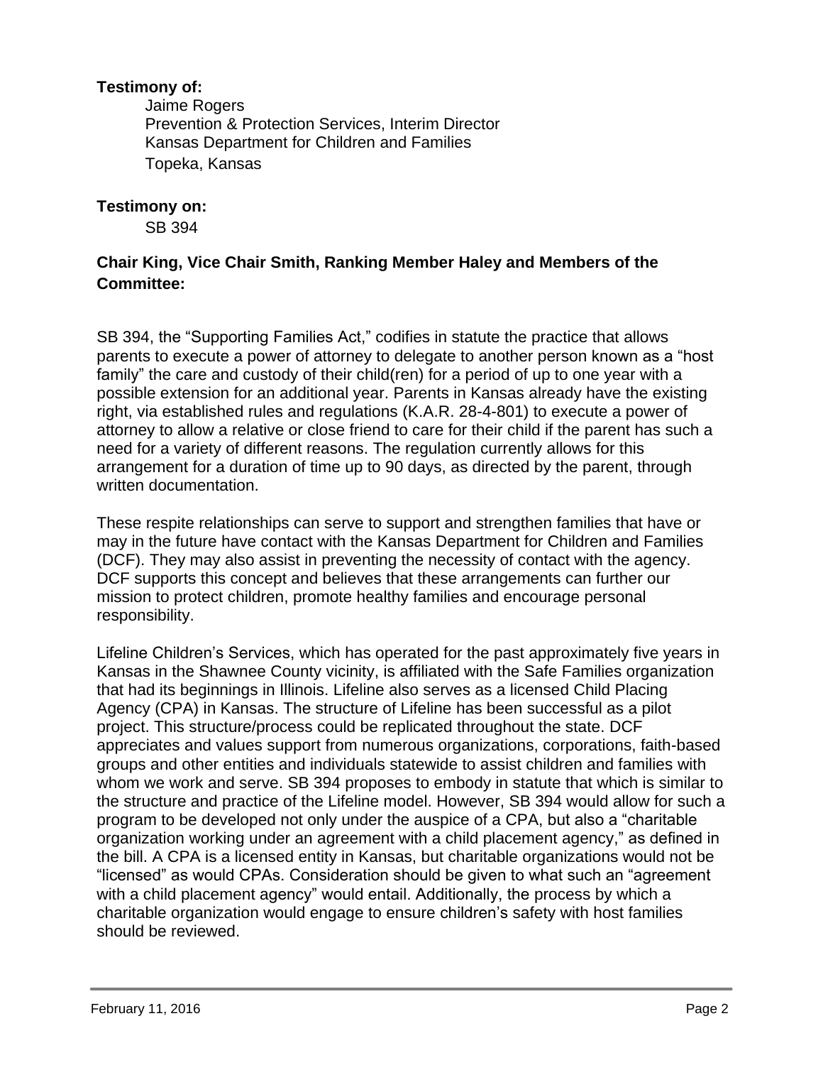**Testimony of:**

Jaime Rogers
Prevention & Protection Services, Interim Director
Kansas Department for Children and Families
Topeka, Kansas

**Testimony on:**

SB 394

**Chair King, Vice Chair Smith, Ranking Member Haley and Members of the Committee:**

SB 394, the "Supporting Families Act," codifies in statute the practice that allows parents to execute a power of attorney to delegate to another person known as a "host family" the care and custody of their child(ren) for a period of up to one year with a possible extension for an additional year. Parents in Kansas already have the existing right, via established rules and regulations (K.A.R. 28-4-801) to execute a power of attorney to allow a relative or close friend to care for their child if the parent has such a need for a variety of different reasons. The regulation currently allows for this arrangement for a duration of time up to 90 days, as directed by the parent, through written documentation.

These respite relationships can serve to support and strengthen families that have or may in the future have contact with the Kansas Department for Children and Families (DCF). They may also assist in preventing the necessity of contact with the agency. DCF supports this concept and believes that these arrangements can further our mission to protect children, promote healthy families and encourage personal responsibility.

Lifeline Children's Services, which has operated for the past approximately five years in Kansas in the Shawnee County vicinity, is affiliated with the Safe Families organization that had its beginnings in Illinois. Lifeline also serves as a licensed Child Placing Agency (CPA) in Kansas. The structure of Lifeline has been successful as a pilot project. This structure/process could be replicated throughout the state. DCF appreciates and values support from numerous organizations, corporations, faith-based groups and other entities and individuals statewide to assist children and families with whom we work and serve. SB 394 proposes to embody in statute that which is similar to the structure and practice of the Lifeline model. However, SB 394 would allow for such a program to be developed not only under the auspice of a CPA, but also a "charitable organization working under an agreement with a child placement agency," as defined in the bill. A CPA is a licensed entity in Kansas, but charitable organizations would not be "licensed" as would CPAs. Consideration should be given to what such an "agreement with a child placement agency" would entail. Additionally, the process by which a charitable organization would engage to ensure children's safety with host families should be reviewed.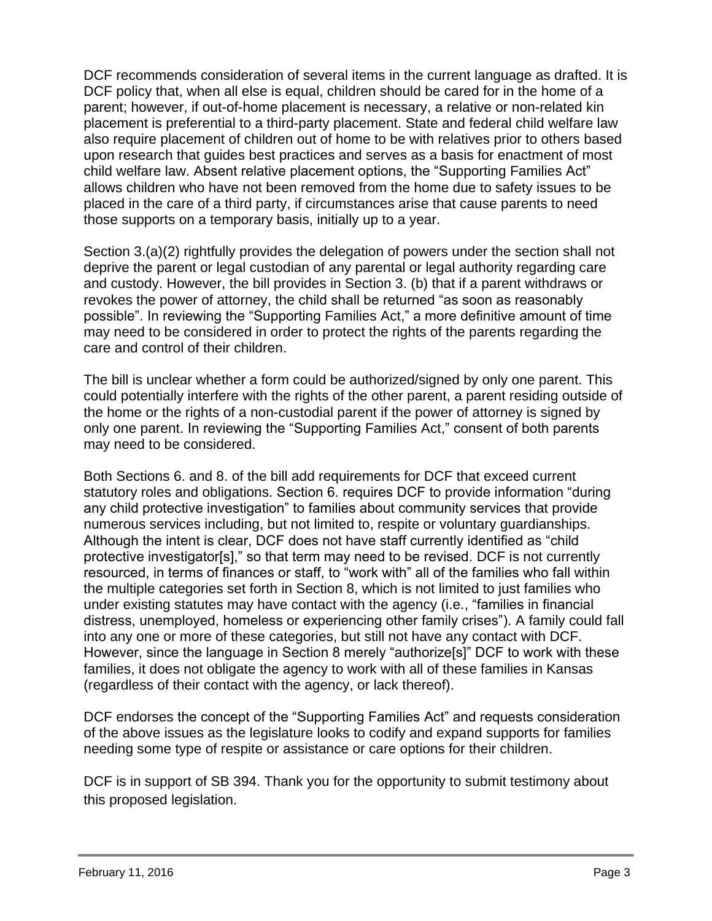DCF recommends consideration of several items in the current language as drafted. It is DCF policy that, when all else is equal, children should be cared for in the home of a parent; however, if out-of-home placement is necessary, a relative or non-related kin placement is preferential to a third-party placement. State and federal child welfare law also require placement of children out of home to be with relatives prior to others based upon research that guides best practices and serves as a basis for enactment of most child welfare law. Absent relative placement options, the "Supporting Families Act" allows children who have not been removed from the home due to safety issues to be placed in the care of a third party, if circumstances arise that cause parents to need those supports on a temporary basis, initially up to a year.

Section 3.(a)(2) rightfully provides the delegation of powers under the section shall not deprive the parent or legal custodian of any parental or legal authority regarding care and custody. However, the bill provides in Section 3. (b) that if a parent withdraws or revokes the power of attorney, the child shall be returned "as soon as reasonably possible". In reviewing the "Supporting Families Act," a more definitive amount of time may need to be considered in order to protect the rights of the parents regarding the care and control of their children.

The bill is unclear whether a form could be authorized/signed by only one parent. This could potentially interfere with the rights of the other parent, a parent residing outside of the home or the rights of a non-custodial parent if the power of attorney is signed by only one parent. In reviewing the "Supporting Families Act," consent of both parents may need to be considered.

Both Sections 6. and 8. of the bill add requirements for DCF that exceed current statutory roles and obligations. Section 6. requires DCF to provide information "during any child protective investigation" to families about community services that provide numerous services including, but not limited to, respite or voluntary guardianships. Although the intent is clear, DCF does not have staff currently identified as "child protective investigator[s]," so that term may need to be revised. DCF is not currently resourced, in terms of finances or staff, to "work with" all of the families who fall within the multiple categories set forth in Section 8, which is not limited to just families who under existing statutes may have contact with the agency (i.e., "families in financial distress, unemployed, homeless or experiencing other family crises"). A family could fall into any one or more of these categories, but still not have any contact with DCF. However, since the language in Section 8 merely "authorize[s]" DCF to work with these families, it does not obligate the agency to work with all of these families in Kansas (regardless of their contact with the agency, or lack thereof).

DCF endorses the concept of the "Supporting Families Act" and requests consideration of the above issues as the legislature looks to codify and expand supports for families needing some type of respite or assistance or care options for their children.

DCF is in support of SB 394. Thank you for the opportunity to submit testimony about this proposed legislation.